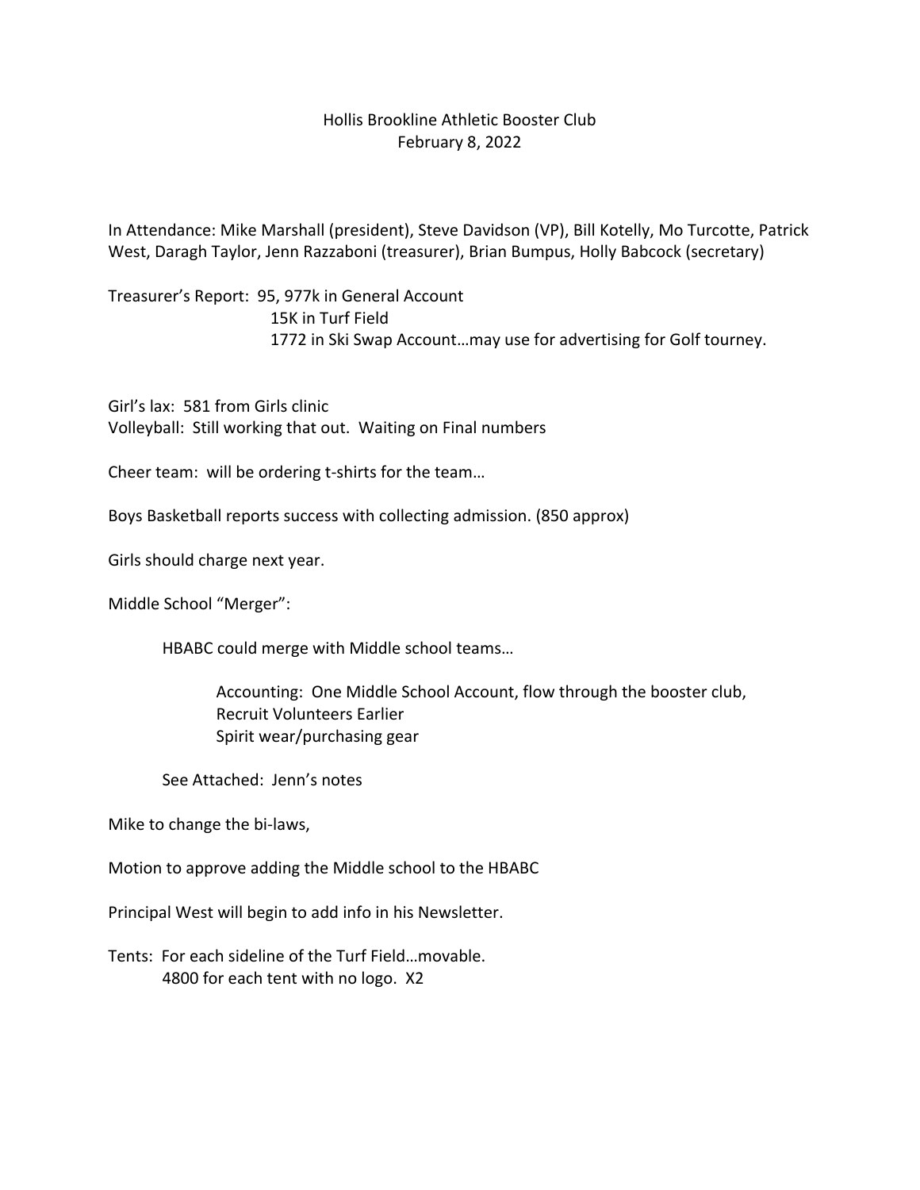Hollis Brookline Athletic Booster Club
February 8, 2022

In Attendance: Mike Marshall (president), Steve Davidson (VP), Bill Kotelly, Mo Turcotte, Patrick West, Daragh Taylor, Jenn Razzaboni (treasurer), Brian Bumpus, Holly Babcock (secretary)

Treasurer's Report: 95, 977k in General Account
15K in Turf Field
1772 in Ski Swap Account…may use for advertising for Golf tourney.

Girl's lax: 581 from Girls clinic
Volleyball: Still working that out. Waiting on Final numbers

Cheer team: will be ordering t-shirts for the team…

Boys Basketball reports success with collecting admission. (850 approx)

Girls should charge next year.

Middle School "Merger":

HBABC could merge with Middle school teams…

Accounting: One Middle School Account, flow through the booster club,
Recruit Volunteers Earlier
Spirit wear/purchasing gear

See Attached: Jenn's notes

Mike to change the bi-laws,

Motion to approve adding the Middle school to the HBABC

Principal West will begin to add info in his Newsletter.

Tents: For each sideline of the Turf Field…movable.
4800 for each tent with no logo. X2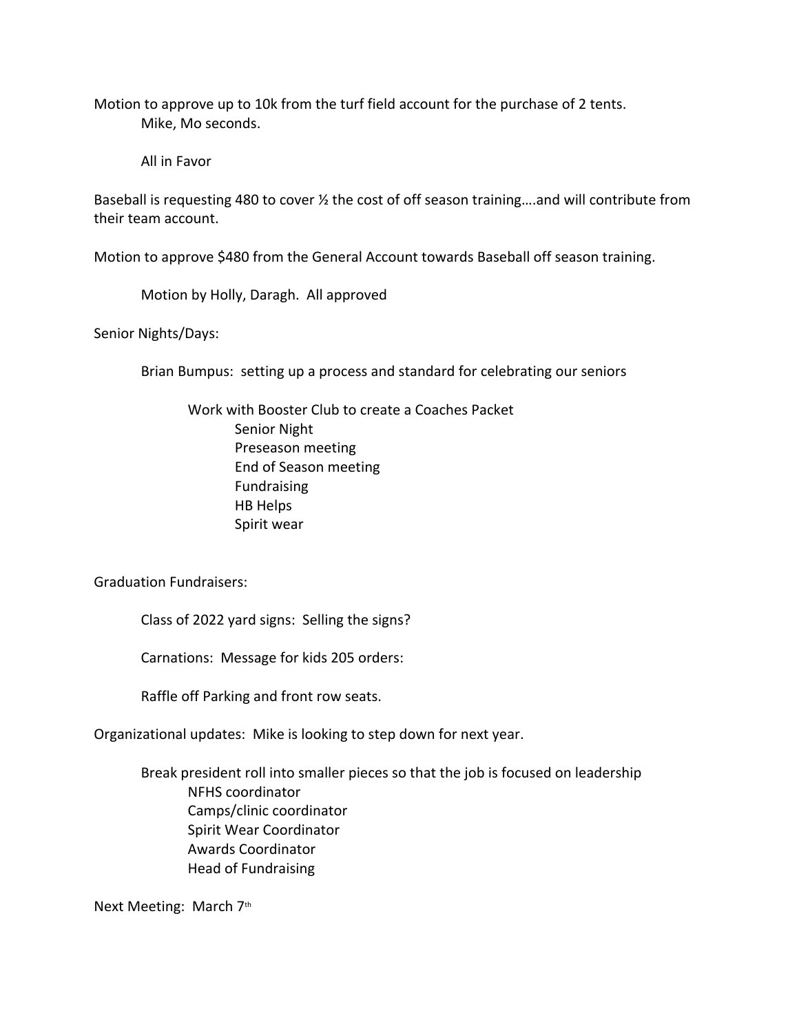Motion to approve up to 10k from the turf field account for the purchase of 2 tents.

Mike, Mo seconds.

All in Favor

Baseball is requesting 480 to cover ½ the cost of off season training….and will contribute from their team account.

Motion to approve $480 from the General Account towards Baseball off season training.

Motion by Holly, Daragh. All approved

Senior Nights/Days:

Brian Bumpus: setting up a process and standard for celebrating our seniors

- Work with Booster Club to create a Coaches Packet
  - Senior Night
  - Preseason meeting
  - End of Season meeting
  - Fundraising
  - HB Helps
  - Spirit wear

Graduation Fundraisers:

Class of 2022 yard signs: Selling the signs?

Carnations: Message for kids 205 orders:

Raffle off Parking and front row seats.

Organizational updates: Mike is looking to step down for next year.

- Break president roll into smaller pieces so that the job is focused on leadership
  - NFHS coordinator
  - Camps/clinic coordinator
  - Spirit Wear Coordinator
  - Awards Coordinator
  - Head of Fundraising

Next Meeting: March 7th